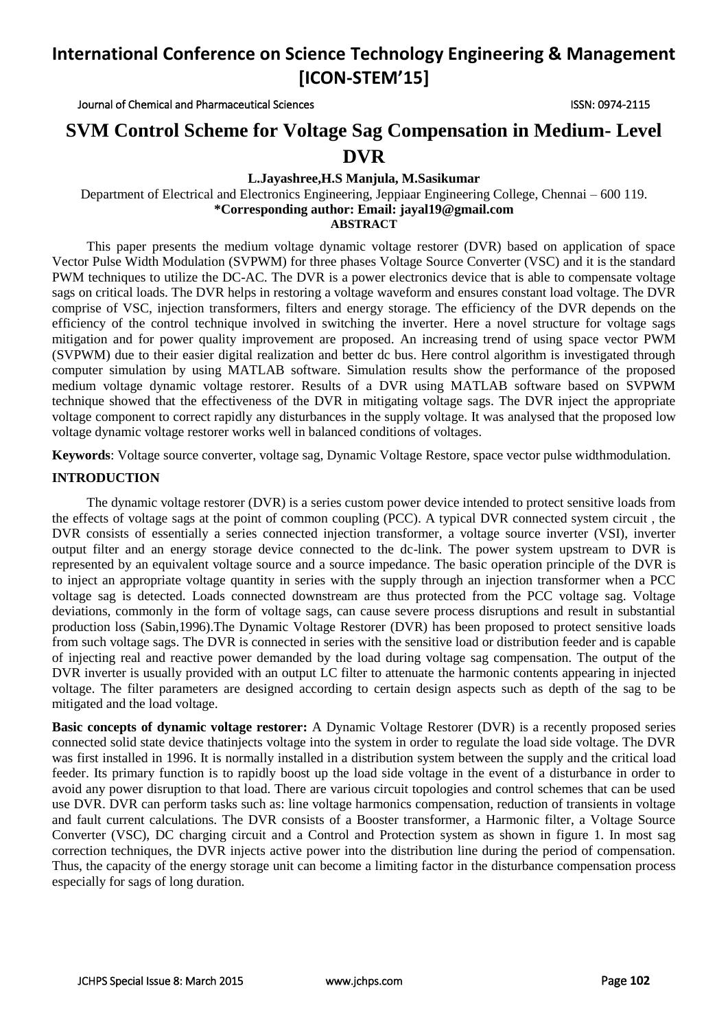# SVM Control Scheme for Voltage Sag Compensation in Medium- Level DVR

**L.Jayashree,H.S Manjula, M.Sasikumar**

Department of Electrical and Electronics Engineering, Jeppiaar Engineering College, Chennai – 600 119.

**\*Corresponding author: Email: jayal19@gmail.com**

**ABSTRACT**

This paper presents the medium voltage dynamic voltage restorer (DVR) based on application of space Vector Pulse Width Modulation (SVPWM) for three phases Voltage Source Converter (VSC) and it is the standard PWM techniques to utilize the DC-AC. The DVR is a power electronics device that is able to compensate voltage sags on critical loads. The DVR helps in restoring a voltage waveform and ensures constant load voltage. The DVR comprise of VSC, injection transformers, filters and energy storage. The efficiency of the DVR depends on the efficiency of the control technique involved in switching the inverter. Here a novel structure for voltage sags mitigation and for power quality improvement are proposed. An increasing trend of using space vector PWM (SVPWM) due to their easier digital realization and better dc bus. Here control algorithm is investigated through computer simulation by using MATLAB software. Simulation results show the performance of the proposed medium voltage dynamic voltage restorer. Results of a DVR using MATLAB software based on SVPWM technique showed that the effectiveness of the DVR in mitigating voltage sags. The DVR inject the appropriate voltage component to correct rapidly any disturbances in the supply voltage. It was analysed that the proposed low voltage dynamic voltage restorer works well in balanced conditions of voltages.

**Keywords**: Voltage source converter, voltage sag, Dynamic Voltage Restore, space vector pulse widthmodulation.

## INTRODUCTION

The dynamic voltage restorer (DVR) is a series custom power device intended to protect sensitive loads from the effects of voltage sags at the point of common coupling (PCC). A typical DVR connected system circuit , the DVR consists of essentially a series connected injection transformer, a voltage source inverter (VSI), inverter output filter and an energy storage device connected to the dc-link. The power system upstream to DVR is represented by an equivalent voltage source and a source impedance. The basic operation principle of the DVR is to inject an appropriate voltage quantity in series with the supply through an injection transformer when a PCC voltage sag is detected. Loads connected downstream are thus protected from the PCC voltage sag. Voltage deviations, commonly in the form of voltage sags, can cause severe process disruptions and result in substantial production loss (Sabin,1996).The Dynamic Voltage Restorer (DVR) has been proposed to protect sensitive loads from such voltage sags. The DVR is connected in series with the sensitive load or distribution feeder and is capable of injecting real and reactive power demanded by the load during voltage sag compensation. The output of the DVR inverter is usually provided with an output LC filter to attenuate the harmonic contents appearing in injected voltage. The filter parameters are designed according to certain design aspects such as depth of the sag to be mitigated and the load voltage.

**Basic concepts of dynamic voltage restorer:** A Dynamic Voltage Restorer (DVR) is a recently proposed series connected solid state device thatinjects voltage into the system in order to regulate the load side voltage. The DVR was first installed in 1996. It is normally installed in a distribution system between the supply and the critical load feeder. Its primary function is to rapidly boost up the load side voltage in the event of a disturbance in order to avoid any power disruption to that load. There are various circuit topologies and control schemes that can be used use DVR. DVR can perform tasks such as: line voltage harmonics compensation, reduction of transients in voltage and fault current calculations. The DVR consists of a Booster transformer, a Harmonic filter, a Voltage Source Converter (VSC), DC charging circuit and a Control and Protection system as shown in figure 1. In most sag correction techniques, the DVR injects active power into the distribution line during the period of compensation. Thus, the capacity of the energy storage unit can become a limiting factor in the disturbance compensation process especially for sags of long duration.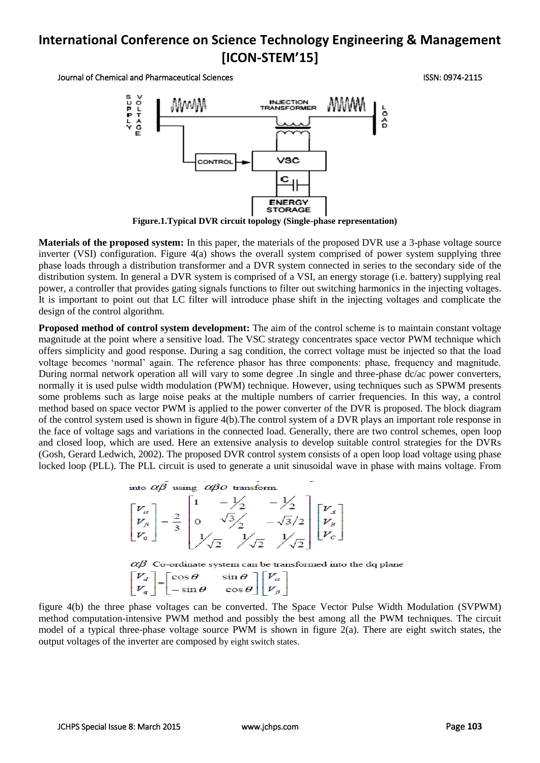Figure.1.Typical DVR circuit topology (Single-phase representation)

**Materials of the proposed system:** In this paper, the materials of the proposed DVR use a 3-phase voltage source inverter (VSI) configuration. Figure 4(a) shows the overall system comprised of power system supplying three phase loads through a distribution transformer and a DVR system connected in series to the secondary side of the distribution system. In general a DVR system is comprised of a VSI, an energy storage (i.e. battery) supplying real power, a controller that provides gating signals functions to filter out switching harmonics in the injecting voltages. It is important to point out that LC filter will introduce phase shift in the injecting voltages and complicate the design of the control algorithm.

**Proposed method of control system development:** The aim of the control scheme is to maintain constant voltage magnitude at the point where a sensitive load. The VSC strategy concentrates space vector PWM technique which offers simplicity and good response. During a sag condition, the correct voltage must be injected so that the load voltage becomes 'normal' again. The reference phasor has three components: phase, frequency and magnitude. During normal network operation all will vary to some degree .In single and three-phase dc/ac power converters, normally it is used pulse width modulation (PWM) technique. However, using techniques such as SPWM presents some problems such as large noise peaks at the multiple numbers of carrier frequencies. In this way, a control method based on space vector PWM is applied to the power converter of the DVR is proposed. The block diagram of the control system used is shown in figure 4(b).The control system of a DVR plays an important role response in the face of voltage sags and variations in the connected load. Generally, there are two control schemes, open loop and closed loop, which are used. Here an extensive analysis to develop suitable control strategies for the DVRs (Gosh, Gerard Ledwich, 2002). The proposed DVR control system consists of a open loop load voltage using phase locked loop (PLL). The PLL circuit is used to generate a unit sinusoidal wave in phase with mains voltage. From

into $\alpha\beta$ using $\alpha\beta o$ transform

$$\begin{bmatrix} V_\alpha \\ V_\beta \\ V_0 \end{bmatrix} = \frac{2}{3} \begin{bmatrix} 1 & -\frac{1}{2} & -\frac{1}{2} \\ 0 & \frac{\sqrt{3}}{2} & -\sqrt{3}/2 \\ \frac{1}{\sqrt{2}} & \frac{1}{\sqrt{2}} & \frac{1}{\sqrt{2}} \end{bmatrix} \begin{bmatrix} V_A \\ V_B \\ V_C \end{bmatrix}$$

$\alpha\beta$ Co-ordinate system can be transformed into the dq plane

$$\begin{bmatrix} V_d \\ V_q \end{bmatrix} = \begin{bmatrix} \cos\theta & \sin\theta \\ -\sin\theta & \cos\theta \end{bmatrix} \begin{bmatrix} V_\alpha \\ V_\beta \end{bmatrix}$$

figure 4(b) the three phase voltages can be converted. The Space Vector Pulse Width Modulation (SVPWM) method computation-intensive PWM method and possibly the best among all the PWM techniques. The circuit model of a typical three-phase voltage source PWM is shown in figure 2(a). There are eight switch states, the output voltages of the inverter are composed by eight switch states.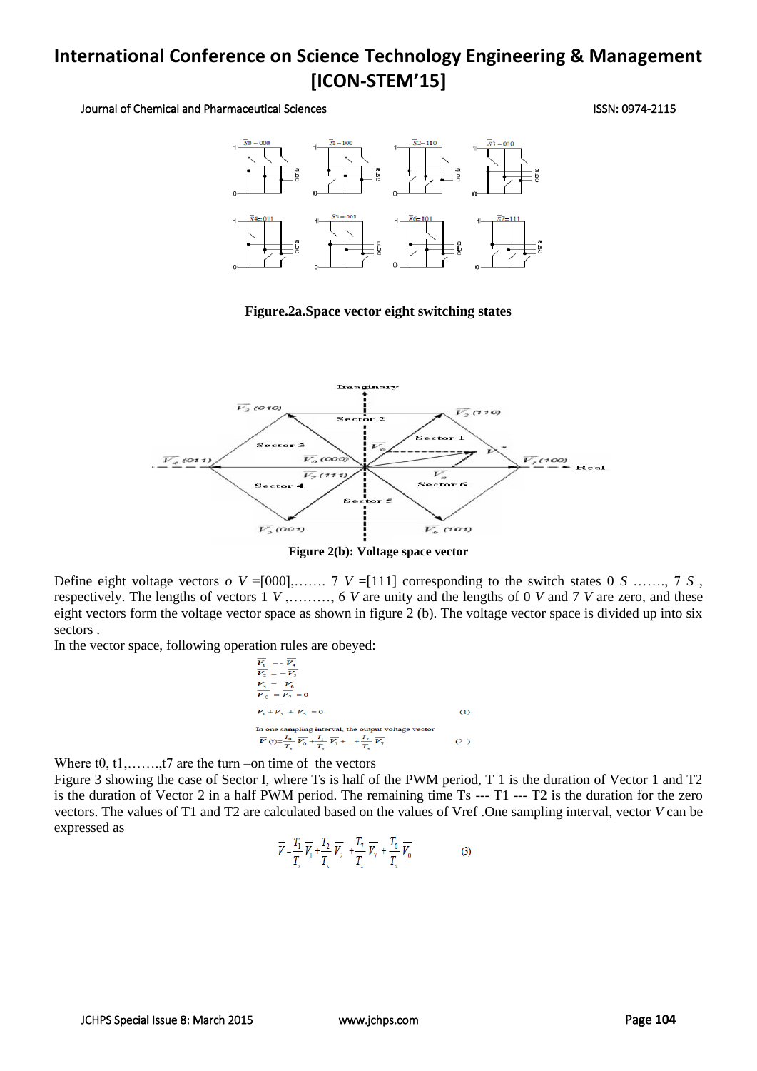**Figure.2a.Space vector eight switching states**

**Figure 2(b): Voltage space vector**

Define eight voltage vectors $V_0$ =[000],……. $V_7$ =[111] corresponding to the switch states $S_0$ ……., $S_7$ , respectively. The lengths of vectors $V_1$ ,………, $V_6$ are unity and the lengths of $V_0$ and $V_7$ are zero, and these eight vectors form the voltage vector space as shown in figure 2 (b). The voltage vector space is divided up into six sectors .

In the vector space, following operation rules are obeyed:

$$\overline{V_1} = -\overline{V_4}$$
$$\overline{V_2} = -\overline{V_5}$$
$$\overline{V_3} = -\overline{V_6}$$
$$\overline{V_0} = \overline{V_7} = 0$$
$$\overline{V_1} + \overline{V_3} + \overline{V_5} = 0 \quad (1)$$

In one sampling interval, the output voltage vector

$$\overline{V}(t) = \frac{t_0}{T_s}\overline{V_0} + \frac{t_1}{T_s}\overline{V_1} + \ldots + \frac{t_7}{T_s}\overline{V_7} \quad (2)$$

Where t0, t1,…….,t7 are the turn –on time of the vectors

Figure 3 showing the case of Sector I, where Ts is half of the PWM period, T 1 is the duration of Vector 1 and T2 is the duration of Vector 2 in a half PWM period. The remaining time Ts --- T1 --- T2 is the duration for the zero vectors. The values of T1 and T2 are calculated based on the values of Vref .One sampling interval, vector *V* can be expressed as

$$\overline{V} = \frac{T_1}{T_s}\overline{V_1} + \frac{T_2}{T_s}\overline{V_2} + \frac{T_7}{T_s}\overline{V_7} + \frac{T_0}{T_s}\overline{V_0} \quad (3)$$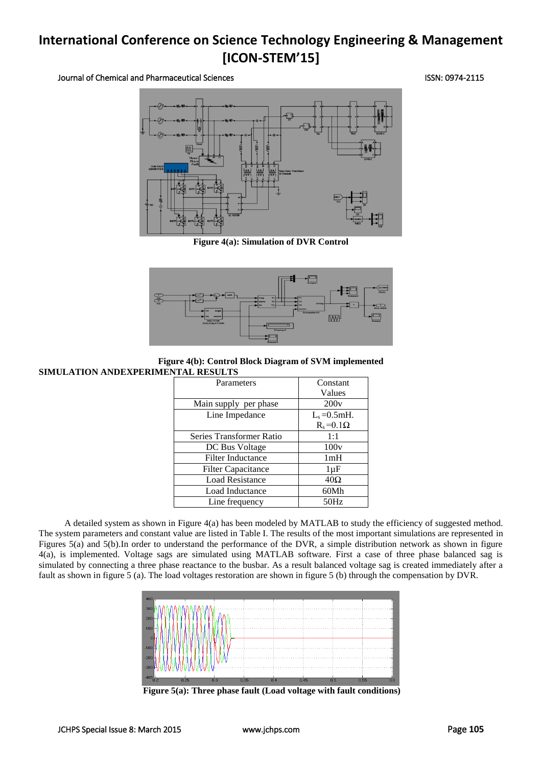Figure 4(a): Simulation of DVR Control

Figure 4(b): Control Block Diagram of SVM implemented

## SIMULATION ANDEXPERIMENTAL RESULTS

| Parameters | Constant Values |
|---|---|
| Main supply per phase | 200v |
| Line Impedance | $L_s$ =0.5mH. $R_s$ =0.1Ω |
| Series Transformer Ratio | 1:1 |
| DC Bus Voltage | 100v |
| Filter Inductance | 1mH |
| Filter Capacitance | 1µF |
| Load Resistance | 40Ω |
| Load Inductance | 60Mh |
| Line frequency | 50Hz |

A detailed system as shown in Figure 4(a) has been modeled by MATLAB to study the efficiency of suggested method. The system parameters and constant value are listed in Table I. The results of the most important simulations are represented in Figures 5(a) and 5(b).In order to understand the performance of the DVR, a simple distribution network as shown in figure 4(a), is implemented. Voltage sags are simulated using MATLAB software. First a case of three phase balanced sag is simulated by connecting a three phase reactance to the busbar. As a result balanced voltage sag is created immediately after a fault as shown in figure 5 (a). The load voltages restoration are shown in figure 5 (b) through the compensation by DVR.

Figure 5(a): Three phase fault (Load voltage with fault conditions)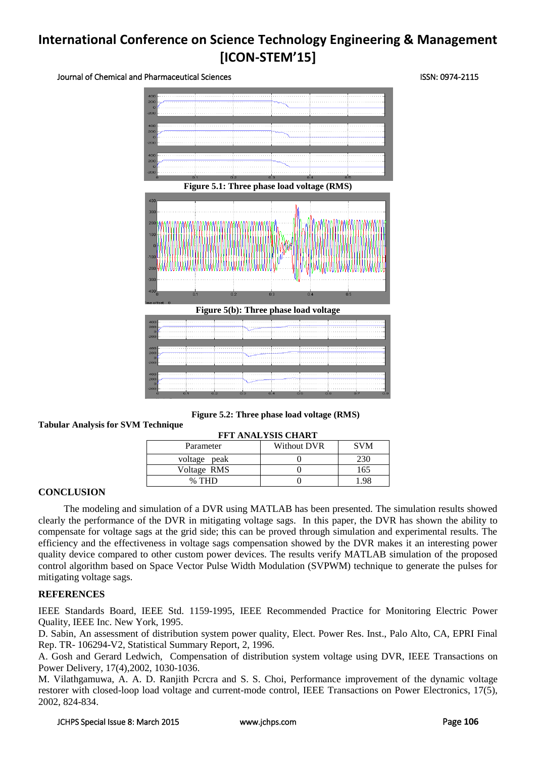Figure 5.1: Three phase load voltage (RMS)

Figure 5(b): Three phase load voltage

Figure 5.2: Three phase load voltage (RMS)

**Tabular Analysis for SVM Technique**

**FFT ANALYSIS CHART**

| Parameter | Without DVR | SVM |
|---|---|---|
| voltage peak | 0 | 230 |
| Voltage RMS | 0 | 165 |
| % THD | 0 | 1.98 |

## CONCLUSION

The modeling and simulation of a DVR using MATLAB has been presented. The simulation results showed clearly the performance of the DVR in mitigating voltage sags. In this paper, the DVR has shown the ability to compensate for voltage sags at the grid side; this can be proved through simulation and experimental results. The efficiency and the effectiveness in voltage sags compensation showed by the DVR makes it an interesting power quality device compared to other custom power devices. The results verify MATLAB simulation of the proposed control algorithm based on Space Vector Pulse Width Modulation (SVPWM) technique to generate the pulses for mitigating voltage sags.

## REFERENCES

IEEE Standards Board, IEEE Std. 1159-1995, IEEE Recommended Practice for Monitoring Electric Power Quality, IEEE Inc. New York, 1995.

D. Sabin, An assessment of distribution system power quality, Elect. Power Res. Inst., Palo Alto, CA, EPRI Final Rep. TR- 106294-V2, Statistical Summary Report, 2, 1996.

A. Gosh and Gerard Ledwich, Compensation of distribution system voltage using DVR, IEEE Transactions on Power Delivery, 17(4),2002, 1030-1036.

M. Vilathgamuwa, A. A. D. Ranjith Pcrcra and S. S. Choi, Performance improvement of the dynamic voltage restorer with closed-loop load voltage and current-mode control, IEEE Transactions on Power Electronics, 17(5), 2002, 824-834.